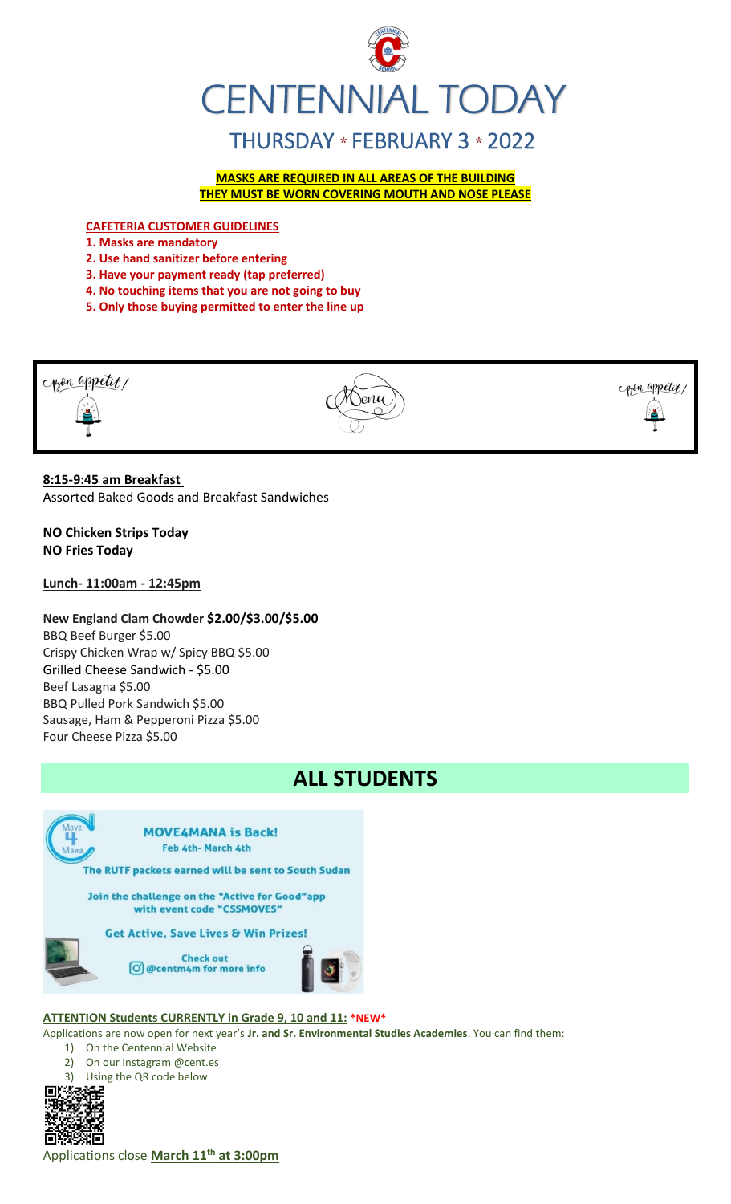# CENTENNIAL TODAY

## THURSDAY * FEBRUARY 3 * 2022

**MASKS ARE REQUIRED IN ALL AREAS OF THE BUILDING**
**THEY MUST BE WORN COVERING MOUTH AND NOSE PLEASE**

**CAFETERIA CUSTOMER GUIDELINES**

1. **Masks are mandatory**
2. **Use hand sanitizer before entering**
3. **Have your payment ready (tap preferred)**
4. **No touching items that you are not going to buy**
5. **Only those buying permitted to enter the line up**

---

Bon appetit! Menu Bon appetit!

**8:15-9:45 am Breakfast**
Assorted Baked Goods and Breakfast Sandwiches

**NO Chicken Strips Today**
**NO Fries Today**

**Lunch- 11:00am - 12:45pm**

**New England Clam Chowder $2.00/$3.00/$5.00**
BBQ Beef Burger $5.00
Crispy Chicken Wrap w/ Spicy BBQ $5.00
Grilled Cheese Sandwich - $5.00
Beef Lasagna $5.00
BBQ Pulled Pork Sandwich $5.00
Sausage, Ham & Pepperoni Pizza $5.00
Four Cheese Pizza $5.00

# ALL STUDENTS

**MOVE4MANA is Back!**
Feb 4th- March 4th

The RUTF packets earned will be sent to South Sudan

Join the challenge on the "Active for Good" app with event code "CSSMOVES"

**Get Active, Save Lives & Win Prizes!**

Check out @centm4m for more info

**ATTENTION Students CURRENTLY in Grade 9, 10 and 11:** ***NEW***

Applications are now open for next year's **Jr. and Sr. Environmental Studies Academies**. You can find them:

1) On the Centennial Website
2) On our Instagram @cent.es
3) Using the QR code below

Applications close **March 11th at 3:00pm**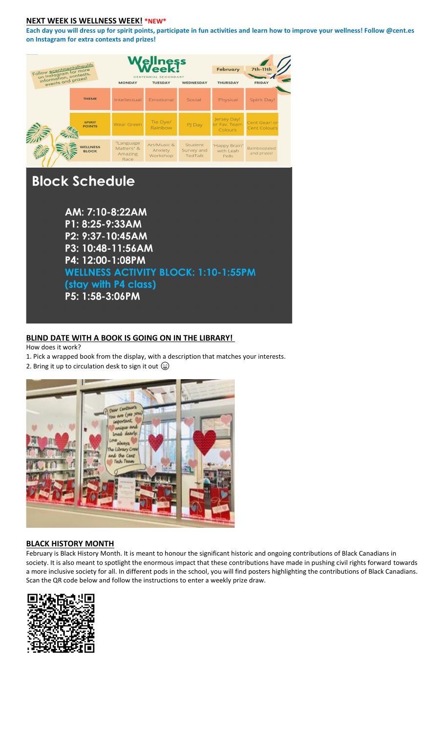## NEXT WEEK IS WELLNESS WEEK! *NEW*

**Each day you will dress up for spirit points, participate in fun activities and learn how to improve your wellness! Follow @cent.es on Instagram for extra contexts and prizes!**

Follow @centmentalhealth on Instagram for more information, contests, events and prizes!

**Wellness Week!** CENTENNIAL SECONDARY — February 7th-11th

| | MONDAY | TUESDAY | WEDNESDAY | THURSDAY | FRIDAY |
|---|---|---|---|---|---|
| THEME | Intellectual | Emotional | Social | Physical | Spirit Day! |
| SPIRIT POINTS | Wear Green | Tie Dye/ Rainbow | PJ Day | Jersey Day! or Fav. Team Colours | Cent Gear! or Cent Colours |
| WELLNESS BLOCK | "Language Matters" & Amazing Race | Art/Music & Anxiety Workshop | Student Survey and TedTalk | "Happy Brain" with Leah Pells | Bamboozaled and prizes! |

## Block Schedule

**AM: 7:10-8:22AM**
**P1: 8:25-9:33AM**
**P2: 9:37-10:45AM**
**P3: 10:48-11:56AM**
**P4: 12:00-1:08PM**
**WELLNESS ACTIVITY BLOCK: 1:10-1:55PM (stay with P4 class)**
**P5: 1:58-3:06PM**

## BLIND DATE WITH A BOOK IS GOING ON IN THE LIBRARY!

How does it work?

1. Pick a wrapped book from the display, with a description that matches your interests.
2. Bring it up to circulation desk to sign it out 😀

Dear Centaurs, You are (yes you) important, unique and loved dearly. Love always, The Library Crew and the Cent Tech Team

## BLACK HISTORY MONTH

February is Black History Month. It is meant to honour the significant historic and ongoing contributions of Black Canadians in society. It is also meant to spotlight the enormous impact that these contributions have made in pushing civil rights forward towards a more inclusive society for all. In different pods in the school, you will find posters highlighting the contributions of Black Canadians. Scan the QR code below and follow the instructions to enter a weekly prize draw.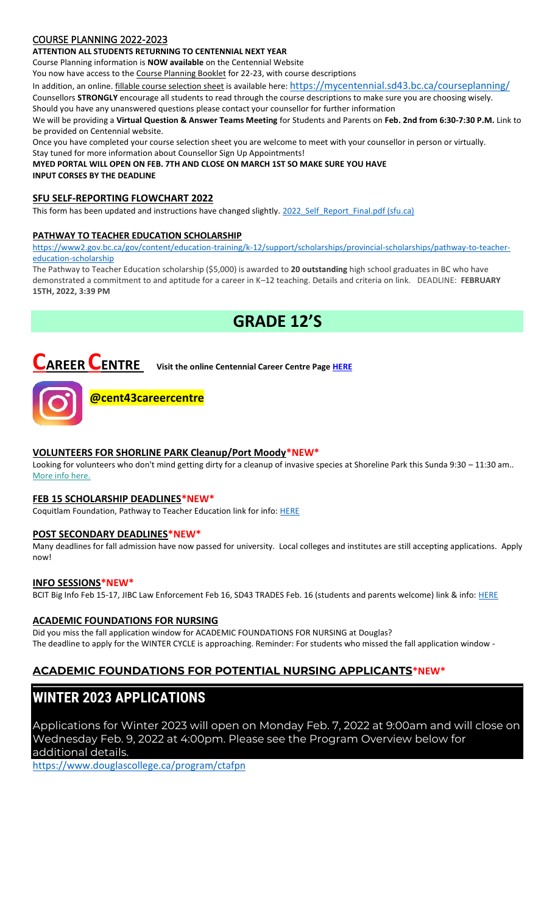## COURSE PLANNING 2022-2023

**ATTENTION ALL STUDENTS RETURNING TO CENTENNIAL NEXT YEAR**

Course Planning information is **NOW available** on the Centennial Website

You now have access to the Course Planning Booklet for 22-23, with course descriptions

In addition, an online. fillable course selection sheet is available here: https://mycentennial.sd43.bc.ca/courseplanning/

Counsellors **STRONGLY** encourage all students to read through the course descriptions to make sure you are choosing wisely.

Should you have any unanswered questions please contact your counsellor for further information

We will be providing a **Virtual Question & Answer Teams Meeting** for Students and Parents on **Feb. 2nd from 6:30-7:30 P.M.** Link to be provided on Centennial website.

Once you have completed your course selection sheet you are welcome to meet with your counsellor in person or virtually.

Stay tuned for more information about Counsellor Sign Up Appointments!

**MYED PORTAL WILL OPEN ON FEB. 7TH AND CLOSE ON MARCH 1ST SO MAKE SURE YOU HAVE INPUT CORSES BY THE DEADLINE**

### SFU SELF-REPORTING FLOWCHART 2022

This form has been updated and instructions have changed slightly. 2022_Self_Report_Final.pdf (sfu.ca)

### PATHWAY TO TEACHER EDUCATION SCHOLARSHIP

https://www2.gov.bc.ca/gov/content/education-training/k-12/support/scholarships/provincial-scholarships/pathway-to-teacher-education-scholarship

The Pathway to Teacher Education scholarship ($5,000) is awarded to **20 outstanding** high school graduates in BC who have demonstrated a commitment to and aptitude for a career in K–12 teaching. Details and criteria on link. DEADLINE: **FEBRUARY 15TH, 2022, 3:39 PM**

# GRADE 12'S

# CAREER CENTRE

**Visit the online Centennial Career Centre Page HERE**

**@cent43careercentre**

### VOLUNTEERS FOR SHORLINE PARK Cleanup/Port Moody*NEW*

Looking for volunteers who don't mind getting dirty for a cleanup of invasive species at Shoreline Park this Sunda 9:30 – 11:30 am.. More info here.

### FEB 15 SCHOLARSHIP DEADLINES*NEW*

Coquitlam Foundation, Pathway to Teacher Education link for info: HERE

### POST SECONDARY DEADLINES*NEW*

Many deadlines for fall admission have now passed for university. Local colleges and institutes are still accepting applications. Apply now!

### INFO SESSIONS*NEW*

BCIT Big Info Feb 15-17, JIBC Law Enforcement Feb 16, SD43 TRADES Feb. 16 (students and parents welcome) link & info: HERE

### ACADEMIC FOUNDATIONS FOR NURSING

Did you miss the fall application window for ACADEMIC FOUNDATIONS FOR NURSING at Douglas?

The deadline to apply for the WINTER CYCLE is approaching. Reminder: For students who missed the fall application window -

### ACADEMIC FOUNDATIONS FOR POTENTIAL NURSING APPLICANTS*NEW*

## WINTER 2023 APPLICATIONS

Applications for Winter 2023 will open on Monday Feb. 7, 2022 at 9:00am and will close on Wednesday Feb. 9, 2022 at 4:00pm. Please see the Program Overview below for additional details.

https://www.douglascollege.ca/program/ctafpn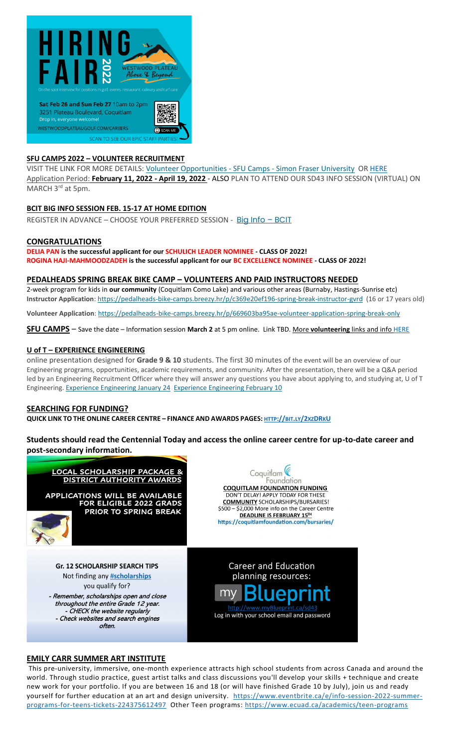# HIRING FAIR 2022

WESTWOOD PLATEAU *Above & Beyond*

On the spot interview for positions in golf, events, restaurant, culinary and turf care

**Sat Feb 26 and Sun Feb 27** 10am to 2pm
3251 Plateau Boulevard, Coquitlam
Drop in, everyone welcome!
WESTWOODPLATEAUGOLF.COM/CAREERS

SCAN ME

SCAN TO SEE OUR EPIC STAFF PARTIES!

## SFU CAMPS 2022 – VOLUNTEER RECRUITMENT

VISIT THE LINK FOR MORE DETAILS: Volunteer Opportunities - SFU Camps - Simon Fraser University OR HERE
Application Period: **February 11, 2022 - April 19, 2022** - ALSO PLAN TO ATTEND OUR SD43 INFO SESSION (VIRTUAL) ON MARCH 3rd at 5pm.

## BCIT BIG INFO SESSION FEB. 15-17 AT HOME EDITION

REGISTER IN ADVANCE – CHOOSE YOUR PREFERRED SESSION - Big Info – BCIT

## CONGRATULATIONS

**DELIA PAN is the successful applicant for our SCHULICH LEADER NOMINEE - CLASS OF 2022!**
**ROGINA HAJI-MAHMOODZADEH is the successful applicant for our BC EXCELLENCE NOMINEE - CLASS OF 2022!**

## PEDALHEADS SPRING BREAK BIKE CAMP – VOLUNTEERS AND PAID INSTRUCTORS NEEDED

2-week program for kids in **our community** (Coquitlam Como Lake) and various other areas (Burnaby, Hastings-Sunrise etc)
**Instructor Application**: https://pedalheads-bike-camps.breezy.hr/p/c369e20ef196-spring-break-instructor-gvrd (16 or 17 years old)

**Volunteer Application**: https://pedalheads-bike-camps.breezy.hr/p/669603ba95ae-volunteer-application-spring-break-only

**SFU CAMPS** – Save the date – Information session **March 2** at 5 pm online. Link TBD. More **volunteering** links and info HERE

## U of T – EXPERIENCE ENGINEERING

online presentation designed for **Grade 9 & 10** students. The first 30 minutes of the event will be an overview of our Engineering programs, opportunities, academic requirements, and community. After the presentation, there will be a Q&A period led by an Engineering Recruitment Officer where they will answer any questions you have about applying to, and studying at, U of T Engineering. Experience Engineering January 24 Experience Engineering February 10

## SEARCHING FOR FUNDING?

**QUICK LINK TO THE ONLINE CAREER CENTRE – FINANCE AND AWARDS PAGES: HTTP://BIT.LY/2XZDRKU**

**Students should read the Centennial Today and access the online career centre for up-to-date career and post-secondary information.**

**LOCAL SCHOLARSHIP PACKAGE & DISTRICT AUTHORITY AWARDS**

**APPLICATIONS WILL BE AVAILABLE FOR ELIGIBLE 2022 GRADS PRIOR TO SPRING BREAK**

Coquitlam Foundation

**COQUITLAM FOUNDATION FUNDING**
DON'T DELAY! APPLY TODAY FOR THESE **COMMUNITY** SCHOLARSHIPS/BURSARIES!
$500 – $2,000 More info on the Career Centre
**DEADLINE IS FEBRUARY 15TH**
https://coquitlamfoundation.com/bursaries/

**Gr. 12 SCHOLARSHIP SEARCH TIPS**
Not finding any **#scholarships** you qualify for?

*- Remember, scholarships open and close throughout the entire Grade 12 year.*
*- CHECK the website regularly*
*- Check websites and search engines often.*

Career and Education planning resources:

myBlueprint
http://www.myBlueprint.ca/sd43
Log in with your school email and password

## EMILY CARR SUMMER ART INSTITUTE

This pre-university, immersive, one-month experience attracts high school students from across Canada and around the world. Through studio practice, guest artist talks and class discussions you'll develop your skills + technique and create new work for your portfolio. If you are between 16 and 18 (or will have finished Grade 10 by July), join us and ready yourself for further education at an art and design university. https://www.eventbrite.ca/e/info-session-2022-summer-programs-for-teens-tickets-224375612497 Other Teen programs: https://www.ecuad.ca/academics/teen-programs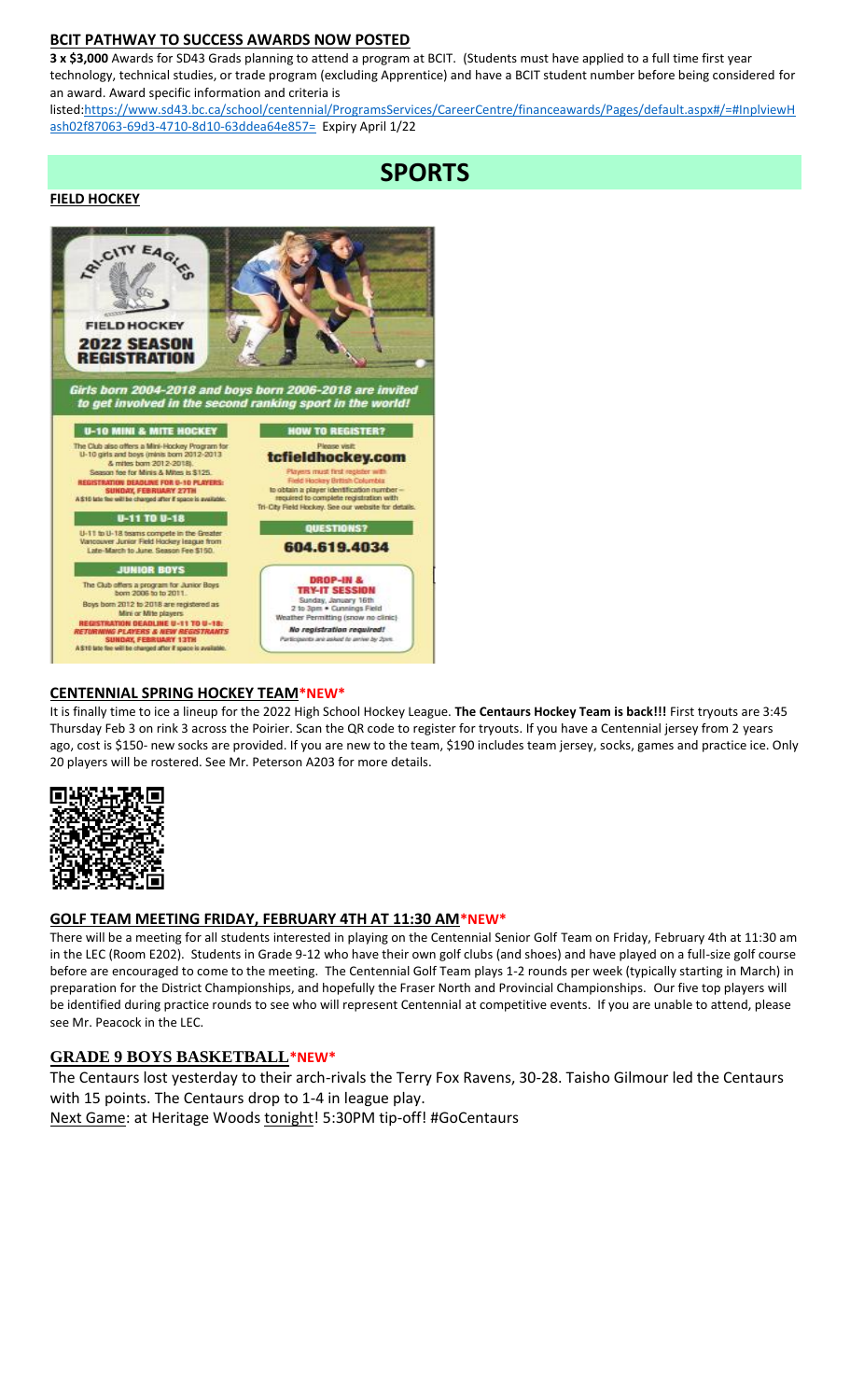### BCIT PATHWAY TO SUCCESS AWARDS NOW POSTED

**3 x $3,000** Awards for SD43 Grads planning to attend a program at BCIT. (Students must have applied to a full time first year technology, technical studies, or trade program (excluding Apprentice) and have a BCIT student number before being considered for an award. Award specific information and criteria is listed:https://www.sd43.bc.ca/school/centennial/ProgramsServices/CareerCentre/financeawards/Pages/default.aspx#/=#InplviewHash02f87063-69d3-4710-8d10-63ddea64e857= Expiry April 1/22

# SPORTS

### FIELD HOCKEY

TRI-CITY EAGLES

FIELD HOCKEY
2022 SEASON
REGISTRATION

*Girls born 2004-2018 and boys born 2006-2018 are invited to get involved in the second ranking sport in the world!*

**U-10 MINI & MITE HOCKEY**

The Club also offers a Mini-Hockey Program for U-10 girls and boys (minis born 2012-2013 & mites born 2012-2018).
Season fee for Minis & Mites is $125.
REGISTRATION DEADLINE FOR U-10 PLAYERS: SUNDAY, FEBRUARY 27TH
A $10 late fee will be charged after if space is available.

**U-11 TO U-18**

U-11 to U-18 teams compete in the Greater Vancouver Junior Field Hockey league from Late-March to June. Season Fee $150.

**JUNIOR BOYS**

The Club offers a program for Junior Boys born 2006 to to 2011.
Boys born 2012 to 2018 are registered as Mini or Mite players
REGISTRATION DEADLINE U-11 TO U-18: RETURNING PLAYERS & NEW REGISTRANTS SUNDAY, FEBRUARY 13TH
A $10 late fee will be charged after if space is available.

**HOW TO REGISTER?**

Please visit:
**tcfieldhockey.com**
Players must first register with Field Hockey British Columbia to obtain a player identification number – required to complete registration with Tri-City Field Hockey. See our website for details.

**QUESTIONS?**

**604.619.4034**

**DROP-IN & TRY-IT SESSION**
Sunday, January 16th
2 to 3pm • Cunnings Field
Weather Permitting (snow no clinic)
*No registration required!*
*Participants are asked to arrive by 2pm.*

### CENTENNIAL SPRING HOCKEY TEAM*NEW*

It is finally time to ice a lineup for the 2022 High School Hockey League. **The Centaurs Hockey Team is back!!!** First tryouts are 3:45 Thursday Feb 3 on rink 3 across the Poirier. Scan the QR code to register for tryouts. If you have a Centennial jersey from 2 years ago, cost is $150- new socks are provided. If you are new to the team, $190 includes team jersey, socks, games and practice ice. Only 20 players will be rostered. See Mr. Peterson A203 for more details.

### GOLF TEAM MEETING FRIDAY, FEBRUARY 4TH AT 11:30 AM*NEW*

There will be a meeting for all students interested in playing on the Centennial Senior Golf Team on Friday, February 4th at 11:30 am in the LEC (Room E202). Students in Grade 9-12 who have their own golf clubs (and shoes) and have played on a full-size golf course before are encouraged to come to the meeting. The Centennial Golf Team plays 1-2 rounds per week (typically starting in March) in preparation for the District Championships, and hopefully the Fraser North and Provincial Championships. Our five top players will be identified during practice rounds to see who will represent Centennial at competitive events. If you are unable to attend, please see Mr. Peacock in the LEC.

### GRADE 9 BOYS BASKETBALL*NEW*

The Centaurs lost yesterday to their arch-rivals the Terry Fox Ravens, 30-28. Taisho Gilmour led the Centaurs with 15 points. The Centaurs drop to 1-4 in league play.
Next Game: at Heritage Woods tonight! 5:30PM tip-off! #GoCentaurs